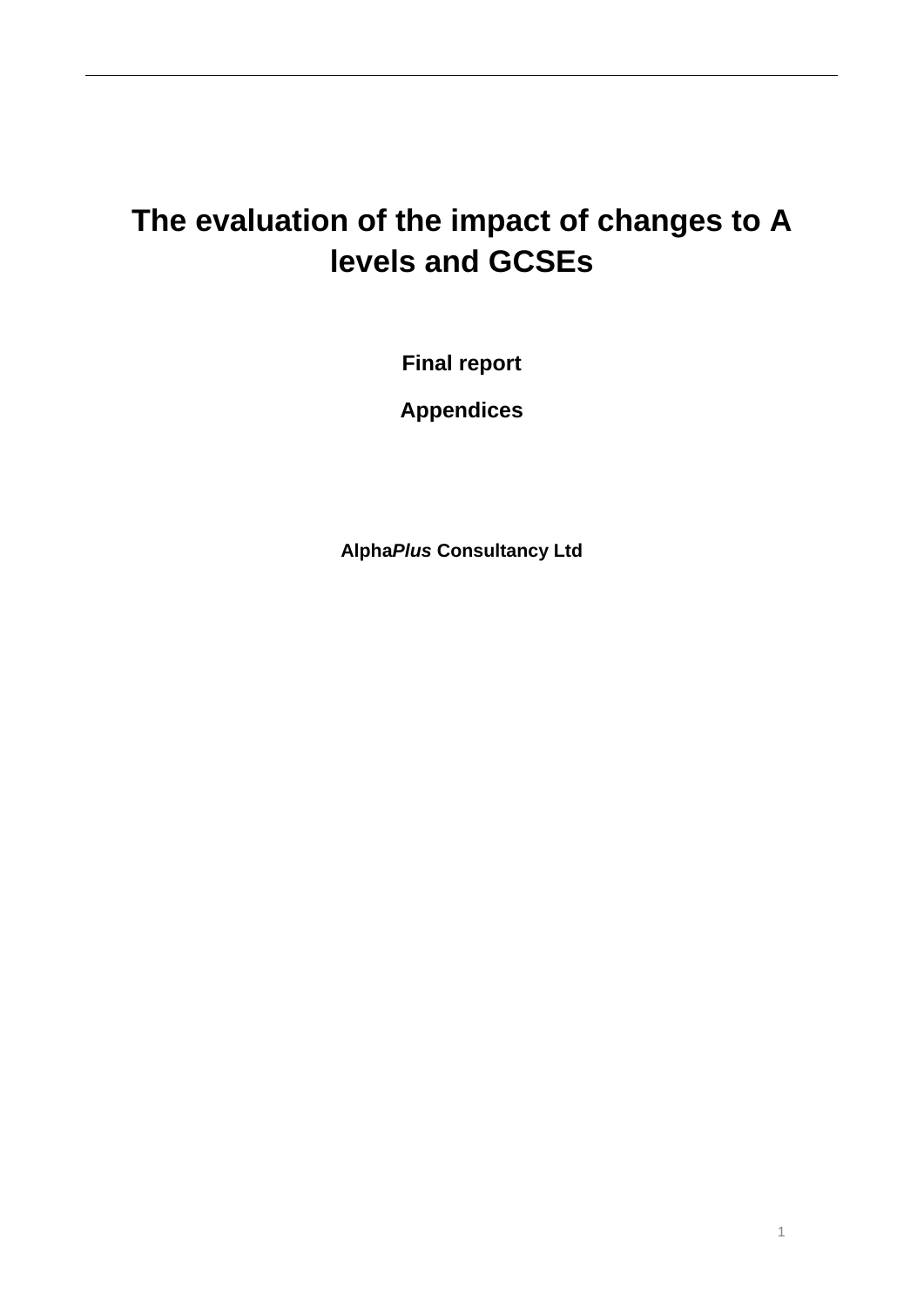# The evaluation of the impact of changes to A levels and GCSEs

**Final report**

**Appendices**

**Alpha*Plus* Consultancy Ltd**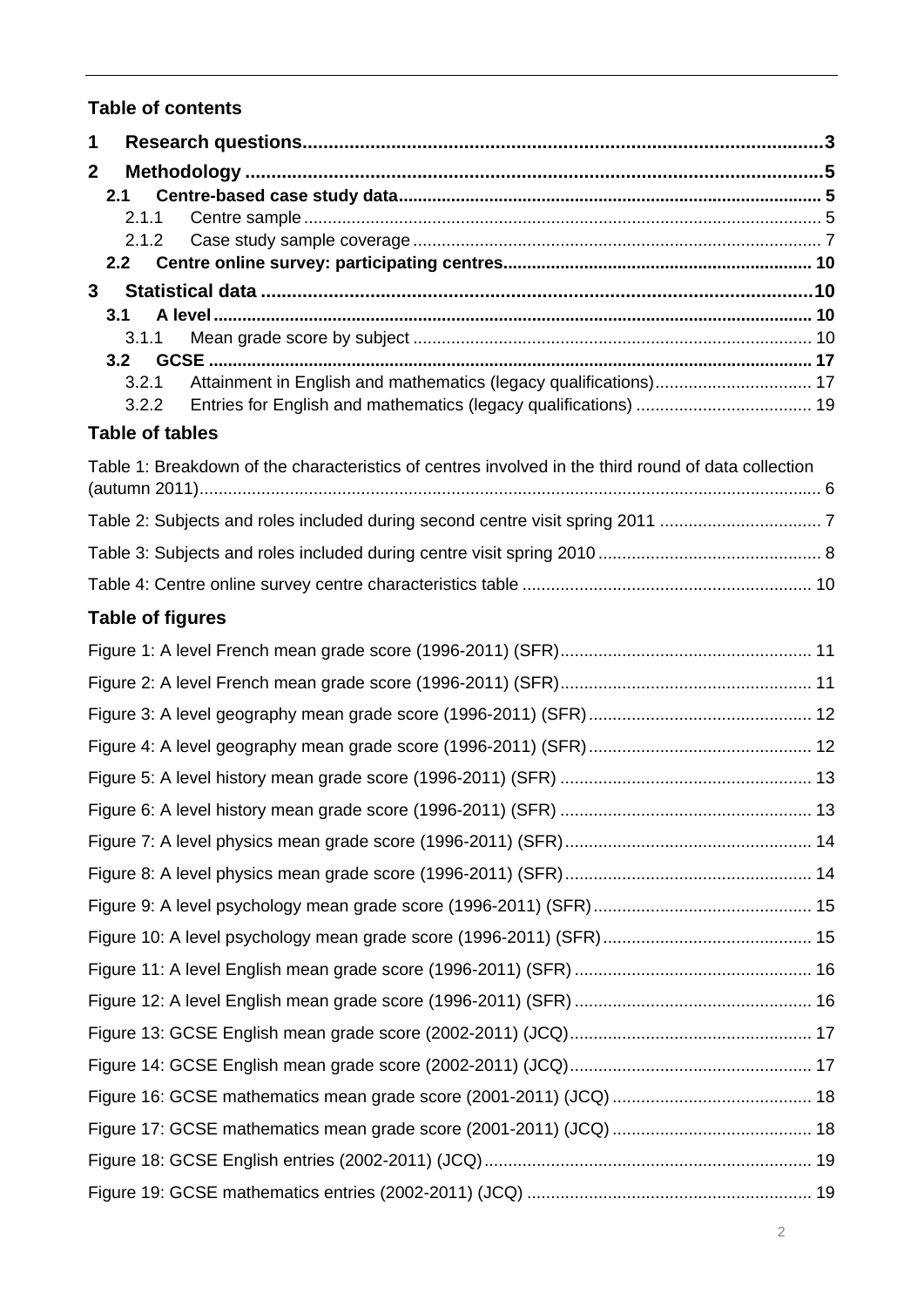## Table of contents

1 Research questions ....... 3

2 Methodology ....... 5

- 2.1 Centre-based case study data ....... 5
  - 2.1.1 Centre sample ....... 5
  - 2.1.2 Case study sample coverage ....... 7
- 2.2 Centre online survey: participating centres ....... 10

3 Statistical data ....... 10

- 3.1 A level ....... 10
  - 3.1.1 Mean grade score by subject ....... 10
- 3.2 GCSE ....... 17
  - 3.2.1 Attainment in English and mathematics (legacy qualifications) ....... 17
  - 3.2.2 Entries for English and mathematics (legacy qualifications) ....... 19

## Table of tables

Table 1: Breakdown of the characteristics of centres involved in the third round of data collection (autumn 2011) ....... 6

Table 2: Subjects and roles included during second centre visit spring 2011 ....... 7

Table 3: Subjects and roles included during centre visit spring 2010 ....... 8

Table 4: Centre online survey centre characteristics table ....... 10

## Table of figures

Figure 1: A level French mean grade score (1996-2011) (SFR) ....... 11

Figure 2: A level French mean grade score (1996-2011) (SFR) ....... 11

Figure 3: A level geography mean grade score (1996-2011) (SFR) ....... 12

Figure 4: A level geography mean grade score (1996-2011) (SFR) ....... 12

Figure 5: A level history mean grade score (1996-2011) (SFR) ....... 13

Figure 6: A level history mean grade score (1996-2011) (SFR) ....... 13

Figure 7: A level physics mean grade score (1996-2011) (SFR) ....... 14

Figure 8: A level physics mean grade score (1996-2011) (SFR) ....... 14

Figure 9: A level psychology mean grade score (1996-2011) (SFR) ....... 15

Figure 10: A level psychology mean grade score (1996-2011) (SFR) ....... 15

Figure 11: A level English mean grade score (1996-2011) (SFR) ....... 16

Figure 12: A level English mean grade score (1996-2011) (SFR) ....... 16

Figure 13: GCSE English mean grade score (2002-2011) (JCQ) ....... 17

Figure 14: GCSE English mean grade score (2002-2011) (JCQ) ....... 17

Figure 16: GCSE mathematics mean grade score (2001-2011) (JCQ) ....... 18

Figure 17: GCSE mathematics mean grade score (2001-2011) (JCQ) ....... 18

Figure 18: GCSE English entries (2002-2011) (JCQ) ....... 19

Figure 19: GCSE mathematics entries (2002-2011) (JCQ) ....... 19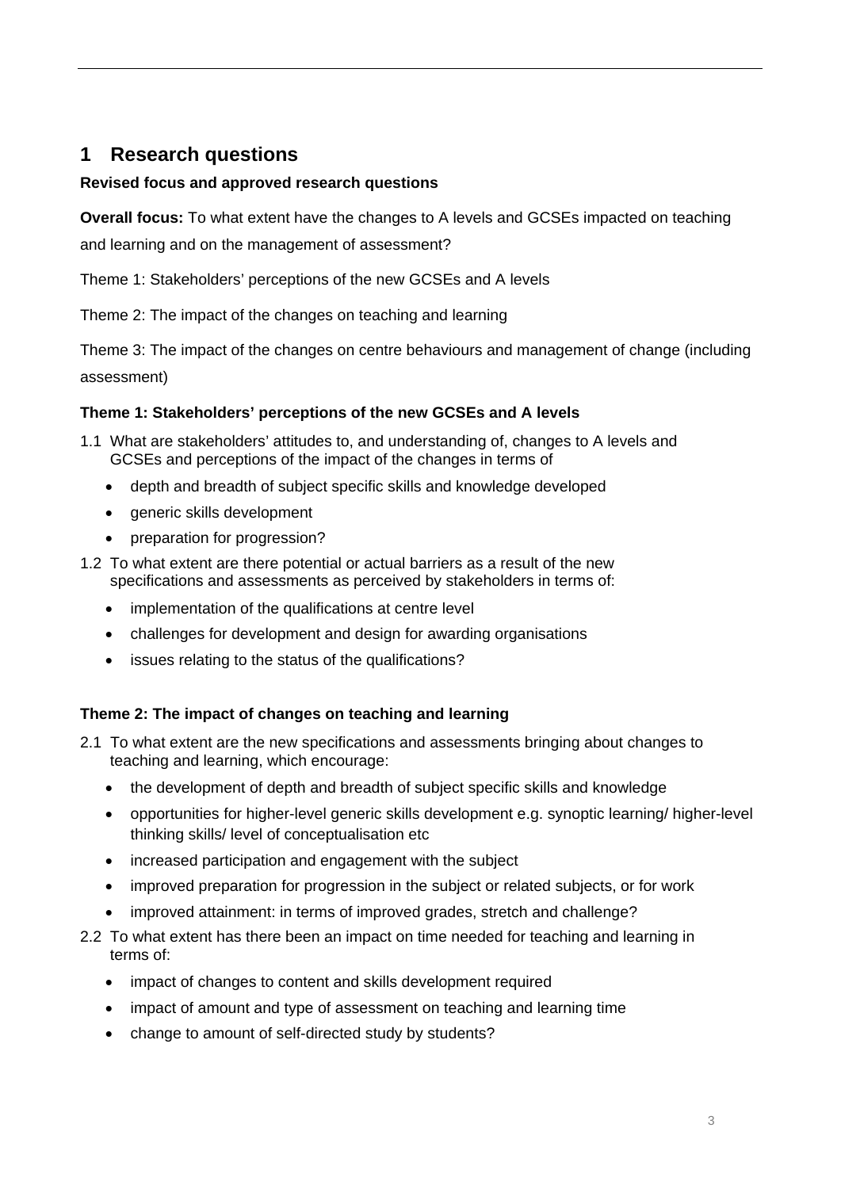# 1 Research questions

**Revised focus and approved research questions**

**Overall focus:** To what extent have the changes to A levels and GCSEs impacted on teaching and learning and on the management of assessment?

Theme 1: Stakeholders' perceptions of the new GCSEs and A levels

Theme 2: The impact of the changes on teaching and learning

Theme 3: The impact of the changes on centre behaviours and management of change (including assessment)

**Theme 1: Stakeholders' perceptions of the new GCSEs and A levels**

1.1 What are stakeholders' attitudes to, and understanding of, changes to A levels and GCSEs and perceptions of the impact of the changes in terms of
   - depth and breadth of subject specific skills and knowledge developed
   - generic skills development
   - preparation for progression?

1.2 To what extent are there potential or actual barriers as a result of the new specifications and assessments as perceived by stakeholders in terms of:
   - implementation of the qualifications at centre level
   - challenges for development and design for awarding organisations
   - issues relating to the status of the qualifications?

**Theme 2: The impact of changes on teaching and learning**

2.1 To what extent are the new specifications and assessments bringing about changes to teaching and learning, which encourage:
   - the development of depth and breadth of subject specific skills and knowledge
   - opportunities for higher-level generic skills development e.g. synoptic learning/ higher-level thinking skills/ level of conceptualisation etc
   - increased participation and engagement with the subject
   - improved preparation for progression in the subject or related subjects, or for work
   - improved attainment: in terms of improved grades, stretch and challenge?

2.2 To what extent has there been an impact on time needed for teaching and learning in terms of:
   - impact of changes to content and skills development required
   - impact of amount and type of assessment on teaching and learning time
   - change to amount of self-directed study by students?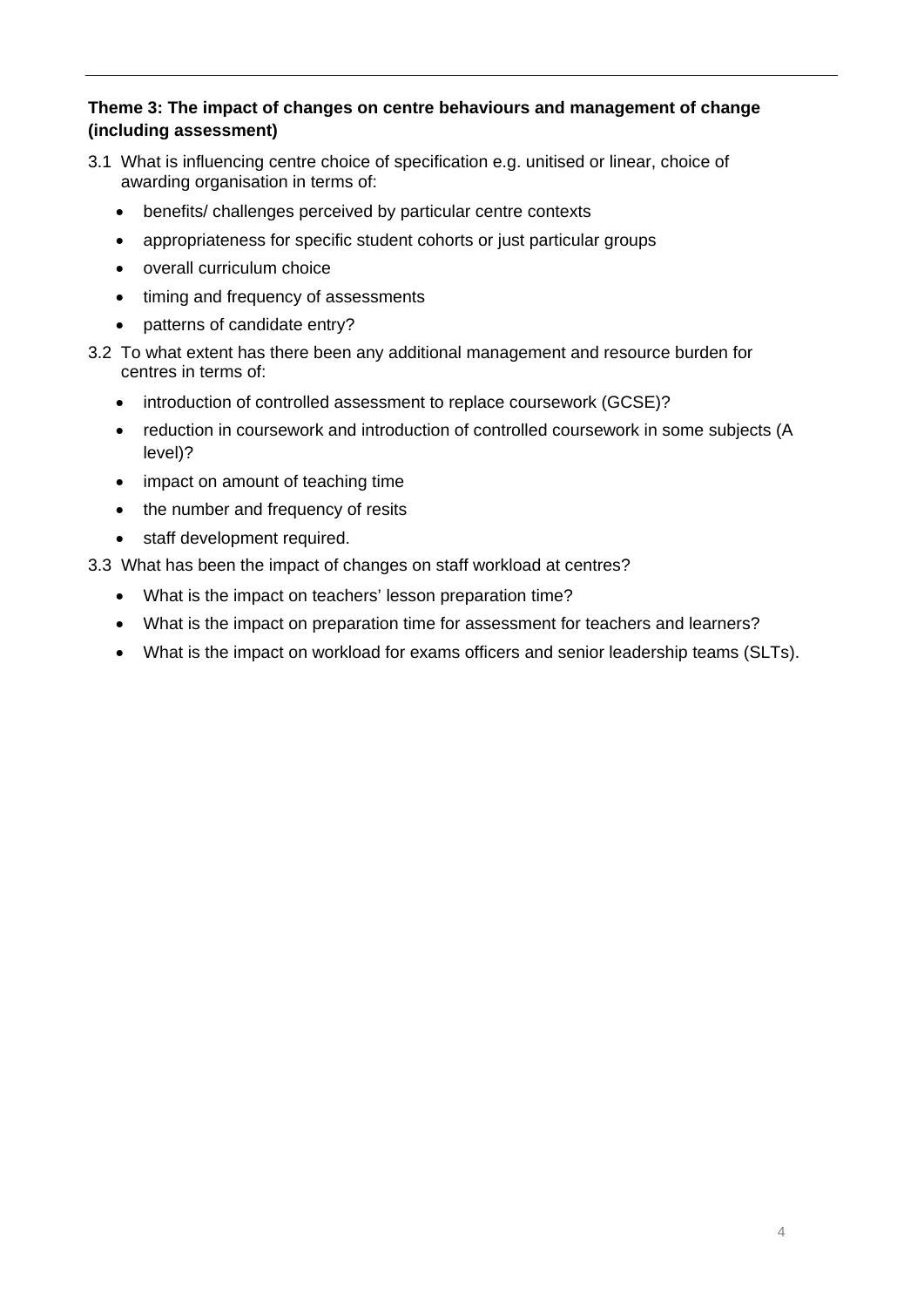**Theme 3: The impact of changes on centre behaviours and management of change (including assessment)**

3.1 What is influencing centre choice of specification e.g. unitised or linear, choice of awarding organisation in terms of:

- benefits/ challenges perceived by particular centre contexts
- appropriateness for specific student cohorts or just particular groups
- overall curriculum choice
- timing and frequency of assessments
- patterns of candidate entry?

3.2 To what extent has there been any additional management and resource burden for centres in terms of:

- introduction of controlled assessment to replace coursework (GCSE)?
- reduction in coursework and introduction of controlled coursework in some subjects (A level)?
- impact on amount of teaching time
- the number and frequency of resits
- staff development required.

3.3 What has been the impact of changes on staff workload at centres?

- What is the impact on teachers' lesson preparation time?
- What is the impact on preparation time for assessment for teachers and learners?
- What is the impact on workload for exams officers and senior leadership teams (SLTs).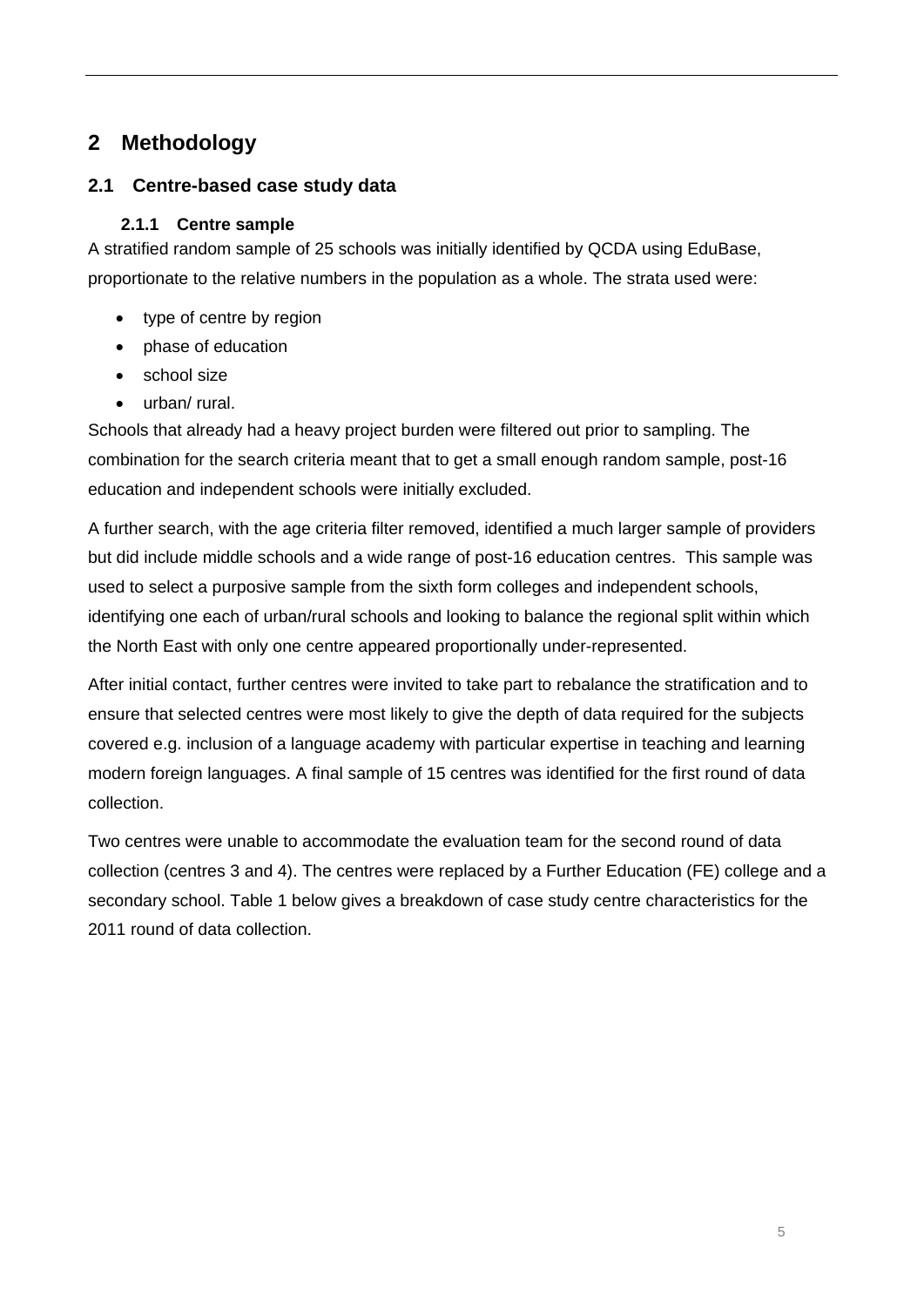# 2 Methodology

## 2.1 Centre-based case study data

### 2.1.1 Centre sample

A stratified random sample of 25 schools was initially identified by QCDA using EduBase, proportionate to the relative numbers in the population as a whole. The strata used were:

- type of centre by region
- phase of education
- school size
- urban/ rural.

Schools that already had a heavy project burden were filtered out prior to sampling. The combination for the search criteria meant that to get a small enough random sample, post-16 education and independent schools were initially excluded.

A further search, with the age criteria filter removed, identified a much larger sample of providers but did include middle schools and a wide range of post-16 education centres. This sample was used to select a purposive sample from the sixth form colleges and independent schools, identifying one each of urban/rural schools and looking to balance the regional split within which the North East with only one centre appeared proportionally under-represented.

After initial contact, further centres were invited to take part to rebalance the stratification and to ensure that selected centres were most likely to give the depth of data required for the subjects covered e.g. inclusion of a language academy with particular expertise in teaching and learning modern foreign languages. A final sample of 15 centres was identified for the first round of data collection.

Two centres were unable to accommodate the evaluation team for the second round of data collection (centres 3 and 4). The centres were replaced by a Further Education (FE) college and a secondary school. Table 1 below gives a breakdown of case study centre characteristics for the 2011 round of data collection.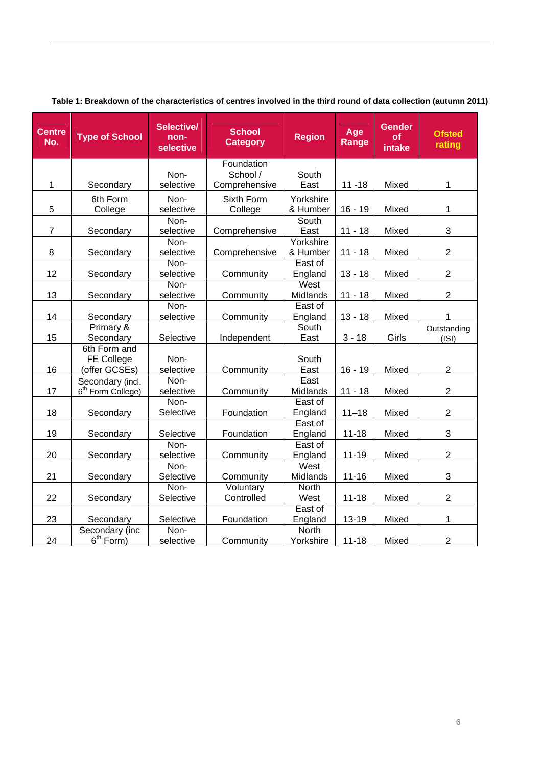**Table 1: Breakdown of the characteristics of centres involved in the third round of data collection (autumn 2011)**

| Centre No. | Type of School | Selective/ non-selective | School Category | Region | Age Range | Gender of intake | Ofsted rating |
|---|---|---|---|---|---|---|---|
| 1 | Secondary | Non-selective | Foundation School / Comprehensive | South East | 11 -18 | Mixed | 1 |
| 5 | 6th Form College | Non-selective | Sixth Form College | Yorkshire & Humber | 16 - 19 | Mixed | 1 |
| 7 | Secondary | Non-selective | Comprehensive | South East | 11 - 18 | Mixed | 3 |
| 8 | Secondary | Non-selective | Comprehensive | Yorkshire & Humber | 11 - 18 | Mixed | 2 |
| 12 | Secondary | Non-selective | Community | East of England | 13 - 18 | Mixed | 2 |
| 13 | Secondary | Non-selective | Community | West Midlands | 11 - 18 | Mixed | 2 |
| 14 | Secondary | Non-selective | Community | East of England | 13 - 18 | Mixed | 1 |
| 15 | Primary & Secondary | Selective | Independent | South East | 3 - 18 | Girls | Outstanding (ISI) |
| 16 | 6th Form and FE College (offer GCSEs) | Non-selective | Community | South East | 16 - 19 | Mixed | 2 |
| 17 | Secondary (incl. 6th Form College) | Non-selective | Community | East Midlands | 11 - 18 | Mixed | 2 |
| 18 | Secondary | Non-Selective | Foundation | East of England | 11–18 | Mixed | 2 |
| 19 | Secondary | Selective | Foundation | East of England | 11-18 | Mixed | 3 |
| 20 | Secondary | Non-selective | Community | East of England | 11-19 | Mixed | 2 |
| 21 | Secondary | Non-Selective | Community | West Midlands | 11-16 | Mixed | 3 |
| 22 | Secondary | Non-Selective | Voluntary Controlled | North West | 11-18 | Mixed | 2 |
| 23 | Secondary | Selective | Foundation | East of England | 13-19 | Mixed | 1 |
| 24 | Secondary (inc 6th Form) | Non-selective | Community | North Yorkshire | 11-18 | Mixed | 2 |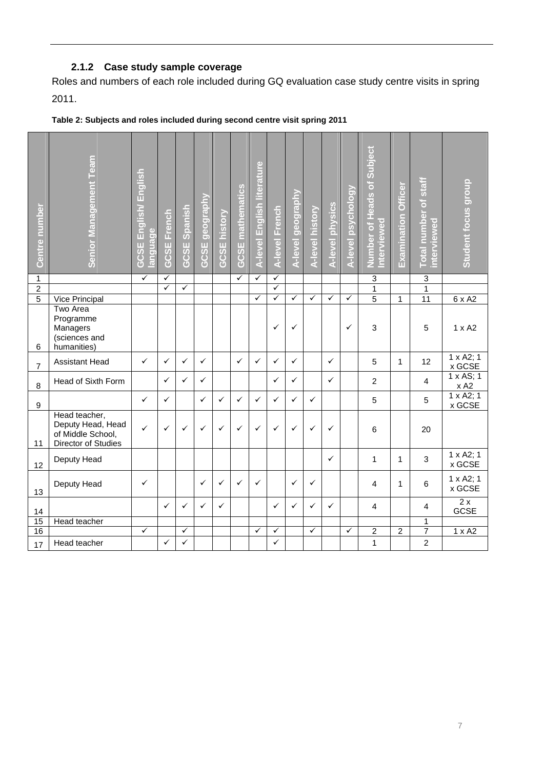### 2.1.2 Case study sample coverage

Roles and numbers of each role included during GQ evaluation case study centre visits in spring 2011.

**Table 2: Subjects and roles included during second centre visit spring 2011**

| Centre number | Senior Management Team | GCSE English/ English language | GCSE French | GCSE Spanish | GCSE geography | GCSE history | GCSE mathematics | A-level English literature | A-level French | A-level geography | A-level history | A-level physics | A-level psychology | Number of Heads of Subject Interviewed | Examination Officer | Total number of staff interviewed | Student focus group |
|---|---|---|---|---|---|---|---|---|---|---|---|---|---|---|---|---|---|
| 1 | | ✓ | ✓ | | | | ✓ | ✓ | ✓ | | | | | 3 | | 3 | |
| 2 | | | ✓ | ✓ | | | | | ✓ | | | | | 1 | | 1 | |
| 5 | Vice Principal | | | | | | | ✓ | ✓ | ✓ | ✓ | ✓ | ✓ | 5 | 1 | 11 | 6 x A2 |
| 6 | Two Area Programme Managers (sciences and humanities) | | | | | | | | ✓ | ✓ | | | ✓ | 3 | | 5 | 1 x A2 |
| 7 | Assistant Head | ✓ | ✓ | ✓ | ✓ | | ✓ | ✓ | ✓ | ✓ | | ✓ | | 5 | 1 | 12 | 1 x A2; 1 x GCSE |
| 8 | Head of Sixth Form | | ✓ | ✓ | ✓ | | | | ✓ | ✓ | | ✓ | | 2 | | 4 | 1 x AS; 1 x A2 |
| 9 | | ✓ | ✓ | | ✓ | ✓ | ✓ | ✓ | ✓ | ✓ | ✓ | | | 5 | | 5 | 1 x A2; 1 x GCSE |
| 11 | Head teacher, Deputy Head, Head of Middle School, Director of Studies | ✓ | ✓ | ✓ | ✓ | ✓ | ✓ | ✓ | ✓ | ✓ | ✓ | ✓ | | 6 | | 20 | |
| 12 | Deputy Head | | | | | | | | | | | ✓ | | 1 | 1 | 3 | 1 x A2; 1 x GCSE |
| 13 | Deputy Head | ✓ | | | ✓ | ✓ | ✓ | ✓ | | ✓ | ✓ | | | 4 | 1 | 6 | 1 x A2; 1 x GCSE |
| 14 | | | ✓ | ✓ | ✓ | ✓ | | | ✓ | ✓ | ✓ | ✓ | | 4 | | 4 | 2 x GCSE |
| 15 | Head teacher | | | | | | | | | | | | | | | 1 | |
| 16 | | ✓ | | ✓ | | | | ✓ | ✓ | | ✓ | | ✓ | 2 | 2 | 7 | 1 x A2 |
| 17 | Head teacher | | ✓ | ✓ | | | | | ✓ | | | | | 1 | | 2 | |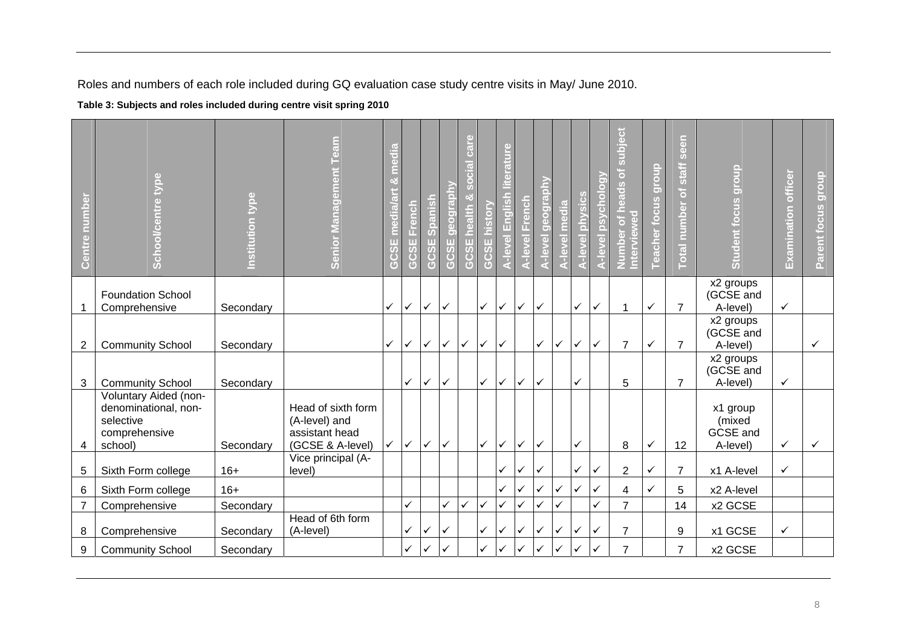Roles and numbers of each role included during GQ evaluation case study centre visits in May/ June 2010.

**Table 3: Subjects and roles included during centre visit spring 2010**

| Centre number | School/centre type | Institution type | Senior Management Team | GCSE media/art & media | GCSE French | GCSE Spanish | GCSE geography | GCSE health & social care | GCSE history | A-level English literature | A-level French | A-level geography | A-level media | A-level physics | A-level psychology | Number of heads of subject interviewed | Teacher focus group | Total number of staff seen | Student focus group | Examination officer | Parent focus group |
|---|---|---|---|---|---|---|---|---|---|---|---|---|---|---|---|---|---|---|---|---|---|
| 1 | Foundation School Comprehensive | Secondary | | ✓ | ✓ | ✓ | ✓ | | ✓ | ✓ | ✓ | ✓ | | ✓ | ✓ | 1 | ✓ | 7 | x2 groups (GCSE and A-level) | ✓ | |
| 2 | Community School | Secondary | | ✓ | ✓ | ✓ | ✓ | ✓ | ✓ | ✓ | | ✓ | ✓ | ✓ | ✓ | 7 | ✓ | 7 | x2 groups (GCSE and A-level) | | ✓ |
| 3 | Community School | Secondary | | | ✓ | ✓ | ✓ | | ✓ | ✓ | ✓ | ✓ | | ✓ | | 5 | | 7 | x2 groups (GCSE and A-level) | ✓ | |
| 4 | Voluntary Aided (non-denominational, non-selective comprehensive school) | Secondary | Head of sixth form (A-level) and assistant head (GCSE & A-level) | ✓ | ✓ | ✓ | ✓ | | ✓ | ✓ | ✓ | ✓ | | ✓ | | 8 | ✓ | 12 | x1 group (mixed GCSE and A-level) | ✓ | ✓ |
| 5 | Sixth Form college | 16+ | Vice principal (A-level) | | | | | | | ✓ | ✓ | ✓ | | ✓ | ✓ | 2 | ✓ | 7 | x1 A-level | ✓ | |
| 6 | Sixth Form college | 16+ | | | | | | | | ✓ | ✓ | ✓ | ✓ | ✓ | ✓ | 4 | ✓ | 5 | x2 A-level | | |
| 7 | Comprehensive | Secondary | | | ✓ | | ✓ | ✓ | ✓ | ✓ | ✓ | ✓ | ✓ | | ✓ | 7 | | 14 | x2 GCSE | | |
| 8 | Comprehensive | Secondary | Head of 6th form (A-level) | | ✓ | ✓ | ✓ | | ✓ | ✓ | ✓ | ✓ | ✓ | ✓ | ✓ | 7 | | 9 | x1 GCSE | ✓ | |
| 9 | Community School | Secondary | | | ✓ | ✓ | ✓ | | ✓ | ✓ | ✓ | ✓ | ✓ | ✓ | ✓ | 7 | | 7 | x2 GCSE | | |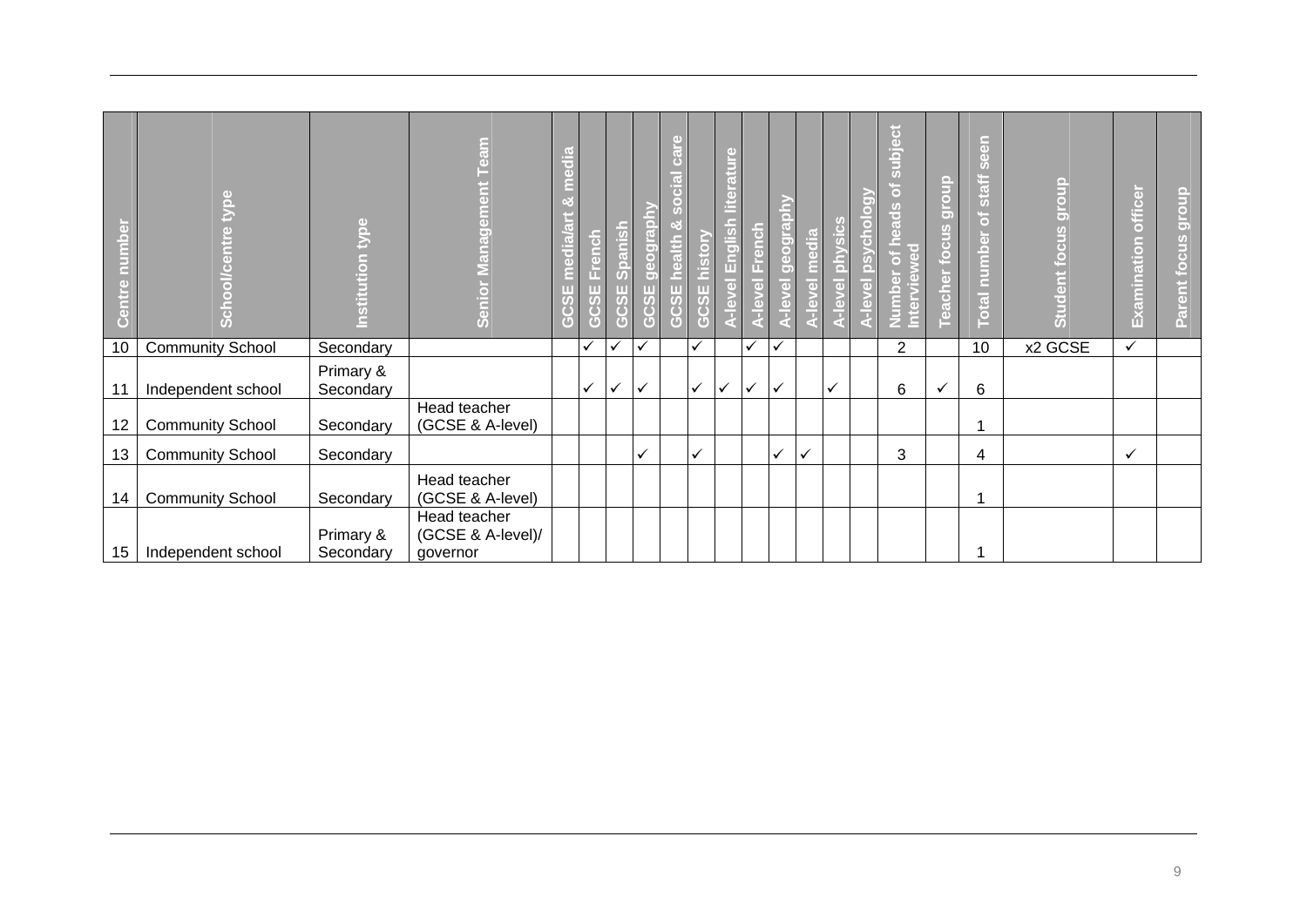| Centre number | School/centre type | Institution type | Senior Management Team | GCSE media/art & media | GCSE French | GCSE Spanish | GCSE geography | GCSE health & social care | GCSE history | A-level English literature | A-level French | A-level geography | A-level media | A-level physics | A-level psychology | Number of heads of subject interviewed | Teacher focus group | Total number of staff seen | Student focus group | Examination officer | Parent focus group |
|---|---|---|---|---|---|---|---|---|---|---|---|---|---|---|---|---|---|---|---|---|---|
| 10 | Community School | Secondary | | | ✓ | ✓ | ✓ | | ✓ | | ✓ | ✓ | | | | 2 | | 10 | x2 GCSE | ✓ | |
| 11 | Independent school | Primary & Secondary | | | ✓ | ✓ | ✓ | | ✓ | ✓ | ✓ | ✓ | | ✓ | | 6 | ✓ | 6 | | | |
| 12 | Community School | Secondary | Head teacher (GCSE & A-level) | | | | | | | | | | | | | | | 1 | | | |
| 13 | Community School | Secondary | | | | | ✓ | | ✓ | | | ✓ | ✓ | | | 3 | | 4 | | ✓ | |
| 14 | Community School | Secondary | Head teacher (GCSE & A-level) | | | | | | | | | | | | | | | 1 | | | |
| 15 | Independent school | Primary & Secondary | Head teacher (GCSE & A-level)/ governor | | | | | | | | | | | | | | | 1 | | | |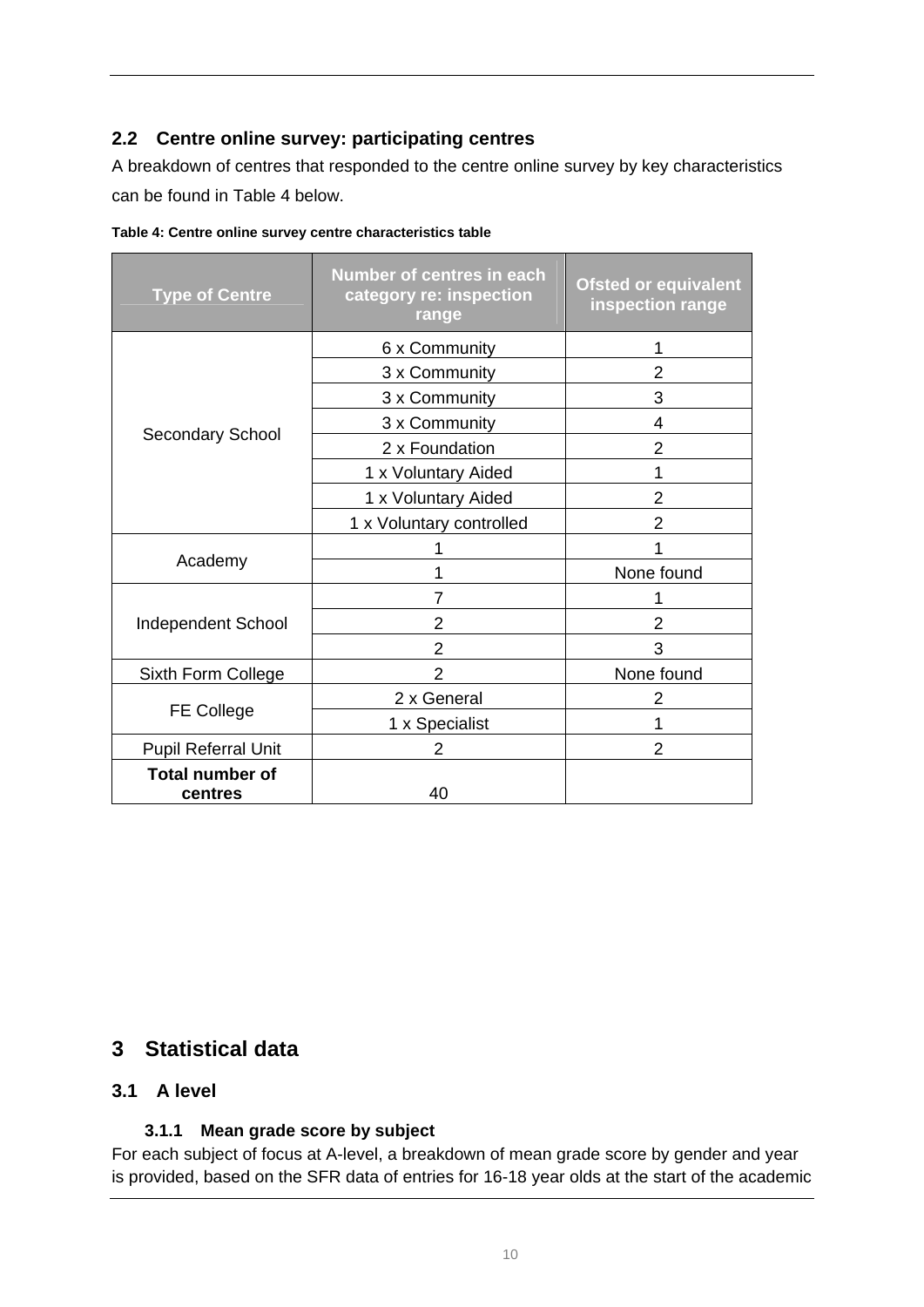## 2.2 Centre online survey: participating centres

A breakdown of centres that responded to the centre online survey by key characteristics can be found in Table 4 below.

**Table 4: Centre online survey centre characteristics table**

| Type of Centre | Number of centres in each category re: inspection range | Ofsted or equivalent inspection range |
|---|---|---|
| Secondary School | 6 x Community | 1 |
| | 3 x Community | 2 |
| | 3 x Community | 3 |
| | 3 x Community | 4 |
| | 2 x Foundation | 2 |
| | 1 x Voluntary Aided | 1 |
| | 1 x Voluntary Aided | 2 |
| | 1 x Voluntary controlled | 2 |
| Academy | 1 | 1 |
| | 1 | None found |
| Independent School | 7 | 1 |
| | 2 | 2 |
| | 2 | 3 |
| Sixth Form College | 2 | None found |
| FE College | 2 x General | 2 |
| | 1 x Specialist | 1 |
| Pupil Referral Unit | 2 | 2 |
| **Total number of centres** | 40 | |

# 3 Statistical data

## 3.1 A level

### 3.1.1 Mean grade score by subject

For each subject of focus at A-level, a breakdown of mean grade score by gender and year is provided, based on the SFR data of entries for 16-18 year olds at the start of the academic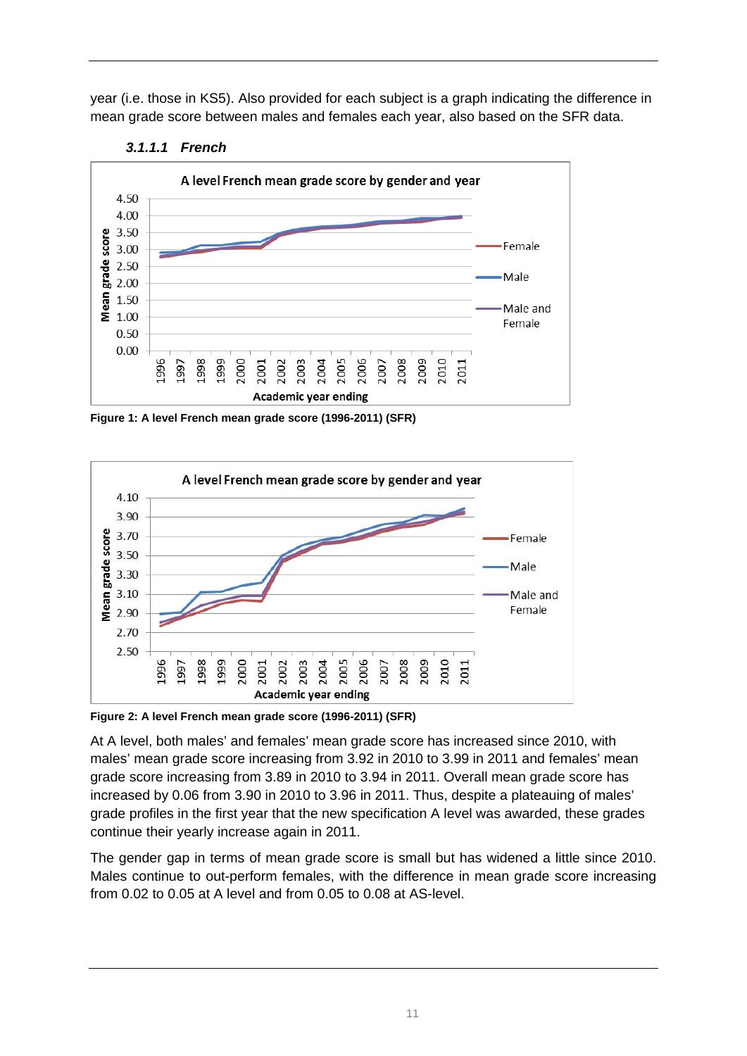year (i.e. those in KS5). Also provided for each subject is a graph indicating the difference in mean grade score between males and females each year, also based on the SFR data.

#### *3.1.1.1 French*

**Figure 1: A level French mean grade score (1996-2011) (SFR)**

**Figure 2: A level French mean grade score (1996-2011) (SFR)**

At A level, both males' and females' mean grade score has increased since 2010, with males' mean grade score increasing from 3.92 in 2010 to 3.99 in 2011 and females' mean grade score increasing from 3.89 in 2010 to 3.94 in 2011. Overall mean grade score has increased by 0.06 from 3.90 in 2010 to 3.96 in 2011. Thus, despite a plateauing of males' grade profiles in the first year that the new specification A level was awarded, these grades continue their yearly increase again in 2011.

The gender gap in terms of mean grade score is small but has widened a little since 2010. Males continue to out-perform females, with the difference in mean grade score increasing from 0.02 to 0.05 at A level and from 0.05 to 0.08 at AS-level.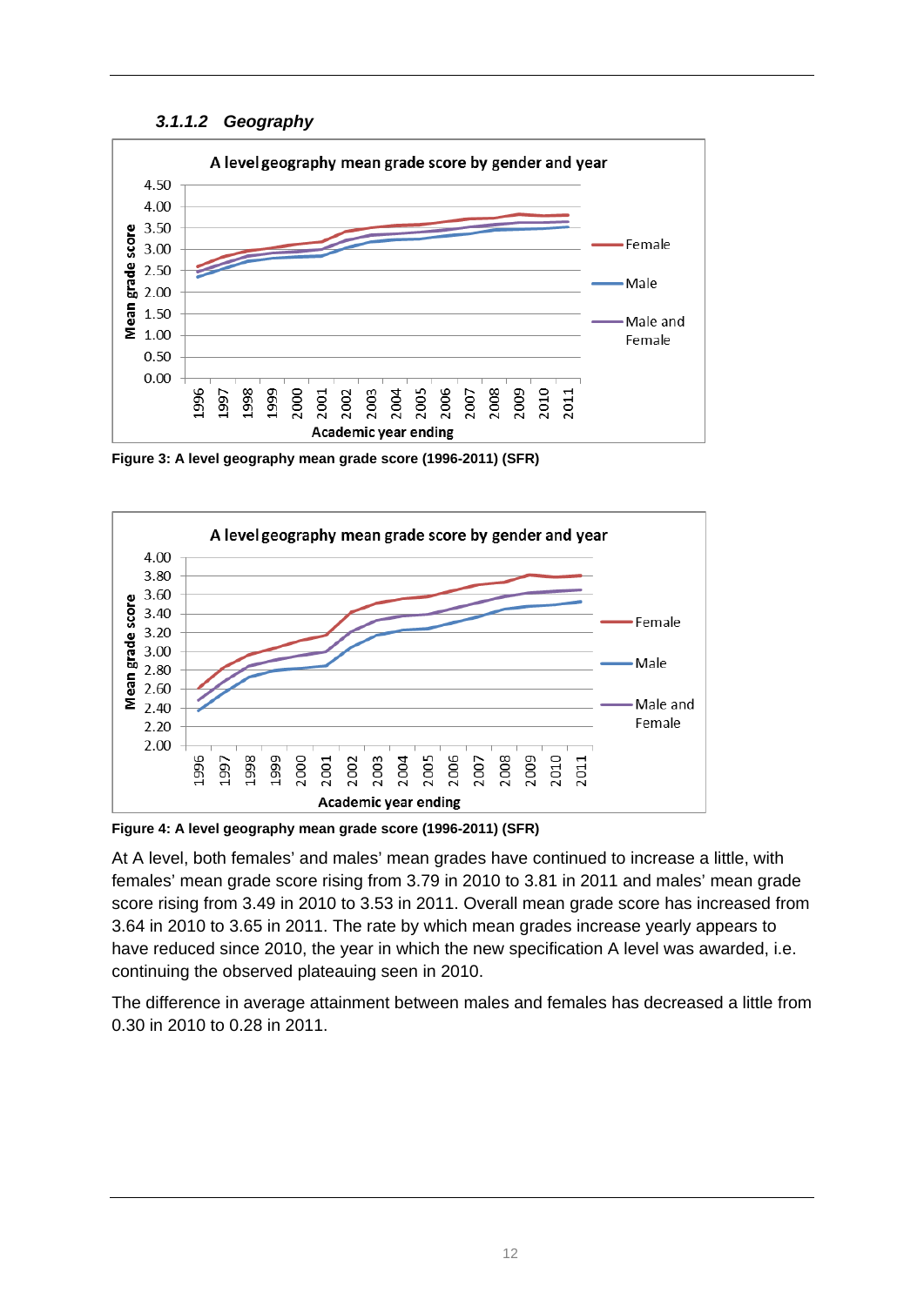### *3.1.1.2 Geography*

Figure 3: A level geography mean grade score (1996-2011) (SFR)

Figure 4: A level geography mean grade score (1996-2011) (SFR)

At A level, both females' and males' mean grades have continued to increase a little, with females' mean grade score rising from 3.79 in 2010 to 3.81 in 2011 and males' mean grade score rising from 3.49 in 2010 to 3.53 in 2011. Overall mean grade score has increased from 3.64 in 2010 to 3.65 in 2011. The rate by which mean grades increase yearly appears to have reduced since 2010, the year in which the new specification A level was awarded, i.e. continuing the observed plateauing seen in 2010.

The difference in average attainment between males and females has decreased a little from 0.30 in 2010 to 0.28 in 2011.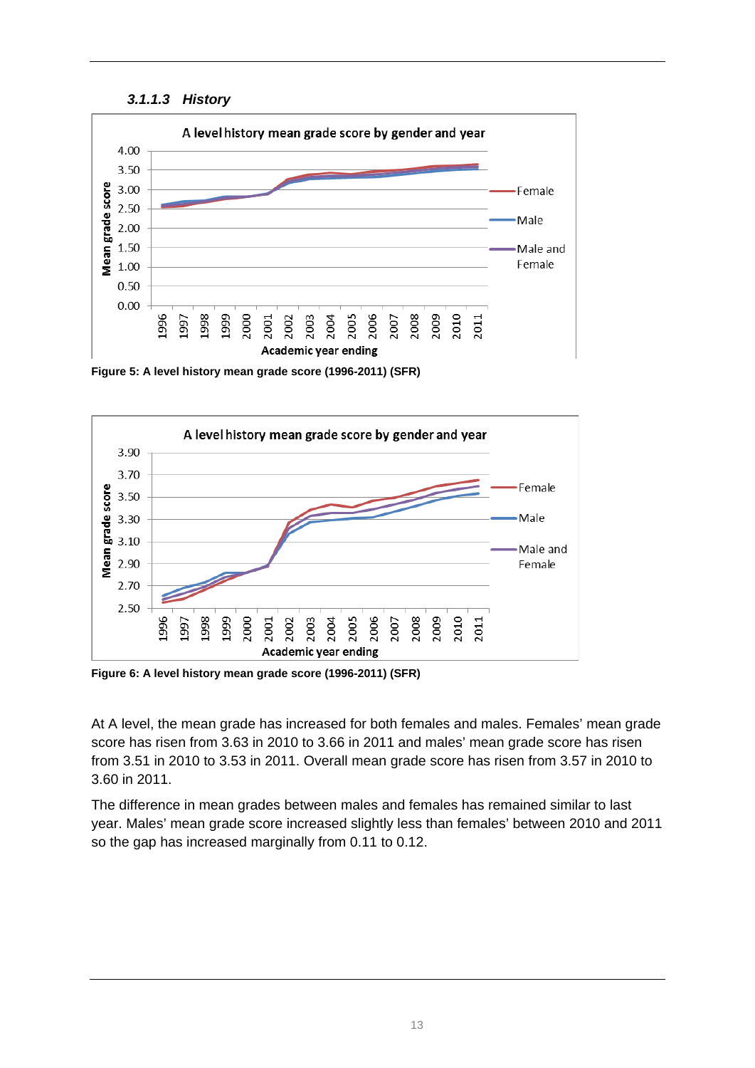### *3.1.1.3 History*

Figure 5: A level history mean grade score (1996-2011) (SFR)

Figure 6: A level history mean grade score (1996-2011) (SFR)

At A level, the mean grade has increased for both females and males. Females' mean grade score has risen from 3.63 in 2010 to 3.66 in 2011 and males' mean grade score has risen from 3.51 in 2010 to 3.53 in 2011. Overall mean grade score has risen from 3.57 in 2010 to 3.60 in 2011.

The difference in mean grades between males and females has remained similar to last year. Males' mean grade score increased slightly less than females' between 2010 and 2011 so the gap has increased marginally from 0.11 to 0.12.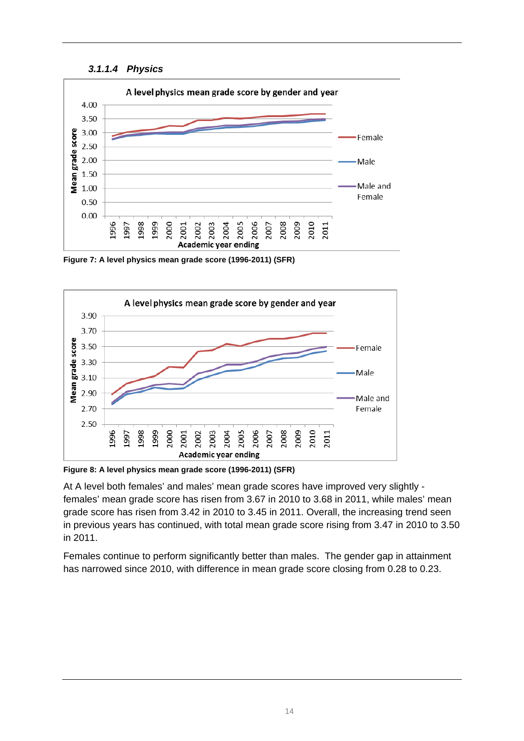#### *3.1.1.4 Physics*

Figure 7: A level physics mean grade score (1996-2011) (SFR)

Figure 8: A level physics mean grade score (1996-2011) (SFR)

At A level both females' and males' mean grade scores have improved very slightly - females' mean grade score has risen from 3.67 in 2010 to 3.68 in 2011, while males' mean grade score has risen from 3.42 in 2010 to 3.45 in 2011. Overall, the increasing trend seen in previous years has continued, with total mean grade score rising from 3.47 in 2010 to 3.50 in 2011.

Females continue to perform significantly better than males. The gender gap in attainment has narrowed since 2010, with difference in mean grade score closing from 0.28 to 0.23.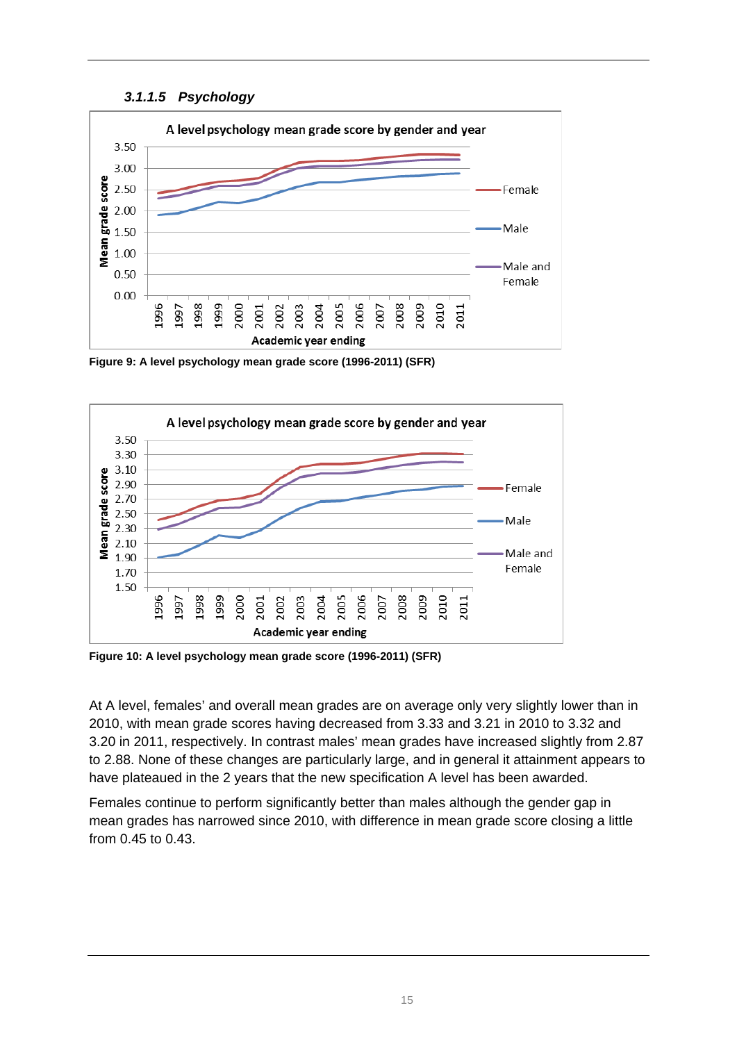### 3.1.1.5 *Psychology*

**Figure 9: A level psychology mean grade score (1996-2011) (SFR)**

**Figure 10: A level psychology mean grade score (1996-2011) (SFR)**

At A level, females' and overall mean grades are on average only very slightly lower than in 2010, with mean grade scores having decreased from 3.33 and 3.21 in 2010 to 3.32 and 3.20 in 2011, respectively. In contrast males' mean grades have increased slightly from 2.87 to 2.88. None of these changes are particularly large, and in general it attainment appears to have plateaued in the 2 years that the new specification A level has been awarded.

Females continue to perform significantly better than males although the gender gap in mean grades has narrowed since 2010, with difference in mean grade score closing a little from 0.45 to 0.43.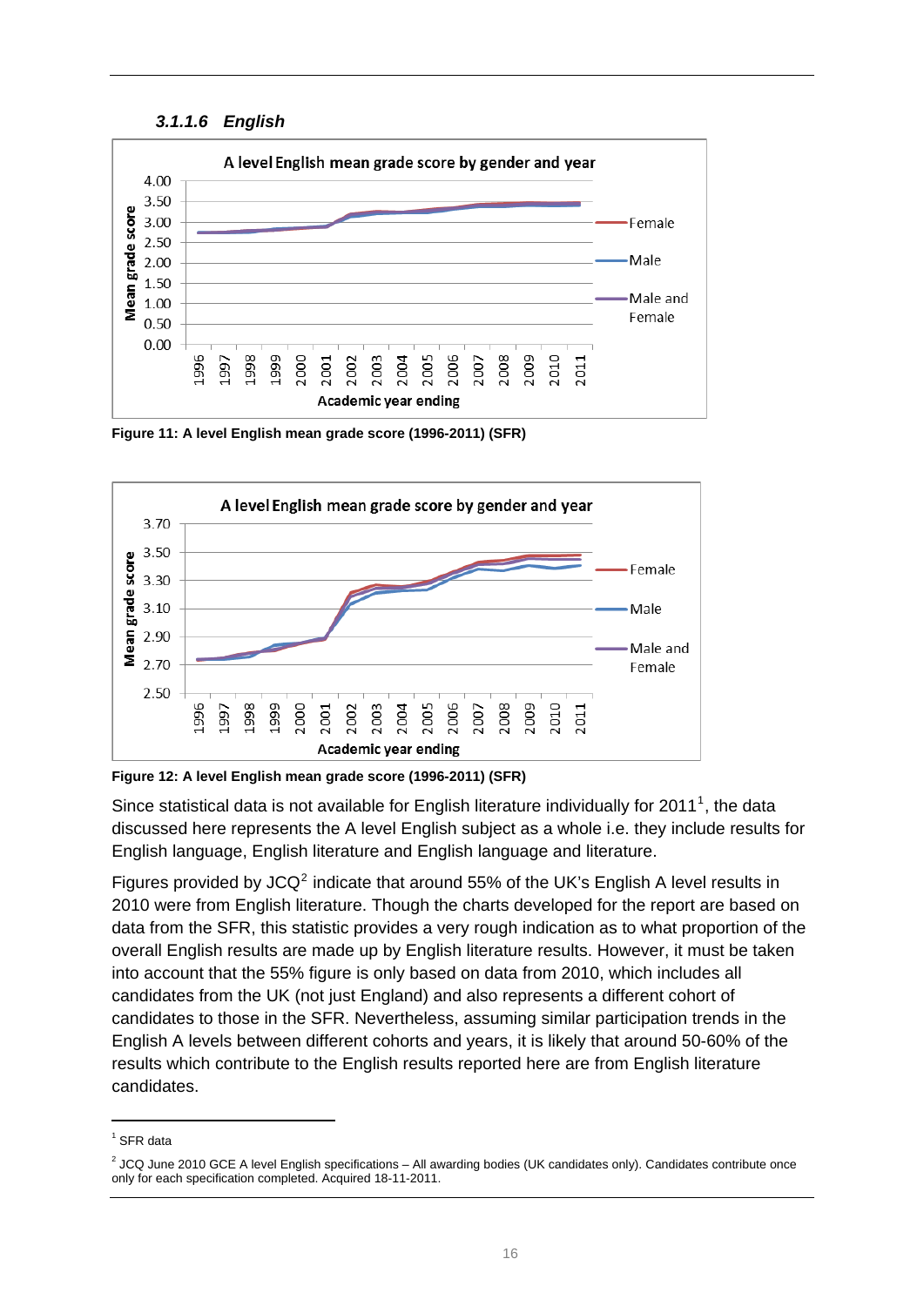#### *3.1.1.6 English*

Figure 11: A level English mean grade score (1996-2011) (SFR)

Figure 12: A level English mean grade score (1996-2011) (SFR)

Since statistical data is not available for English literature individually for 2011[1], the data discussed here represents the A level English subject as a whole i.e. they include results for English language, English literature and English language and literature.

Figures provided by JCQ[2] indicate that around 55% of the UK's English A level results in 2010 were from English literature. Though the charts developed for the report are based on data from the SFR, this statistic provides a very rough indication as to what proportion of the overall English results are made up by English literature results. However, it must be taken into account that the 55% figure is only based on data from 2010, which includes all candidates from the UK (not just England) and also represents a different cohort of candidates to those in the SFR. Nevertheless, assuming similar participation trends in the English A levels between different cohorts and years, it is likely that around 50-60% of the results which contribute to the English results reported here are from English literature candidates.

---

[1] SFR data

[2] JCQ June 2010 GCE A level English specifications – All awarding bodies (UK candidates only). Candidates contribute once only for each specification completed. Acquired 18-11-2011.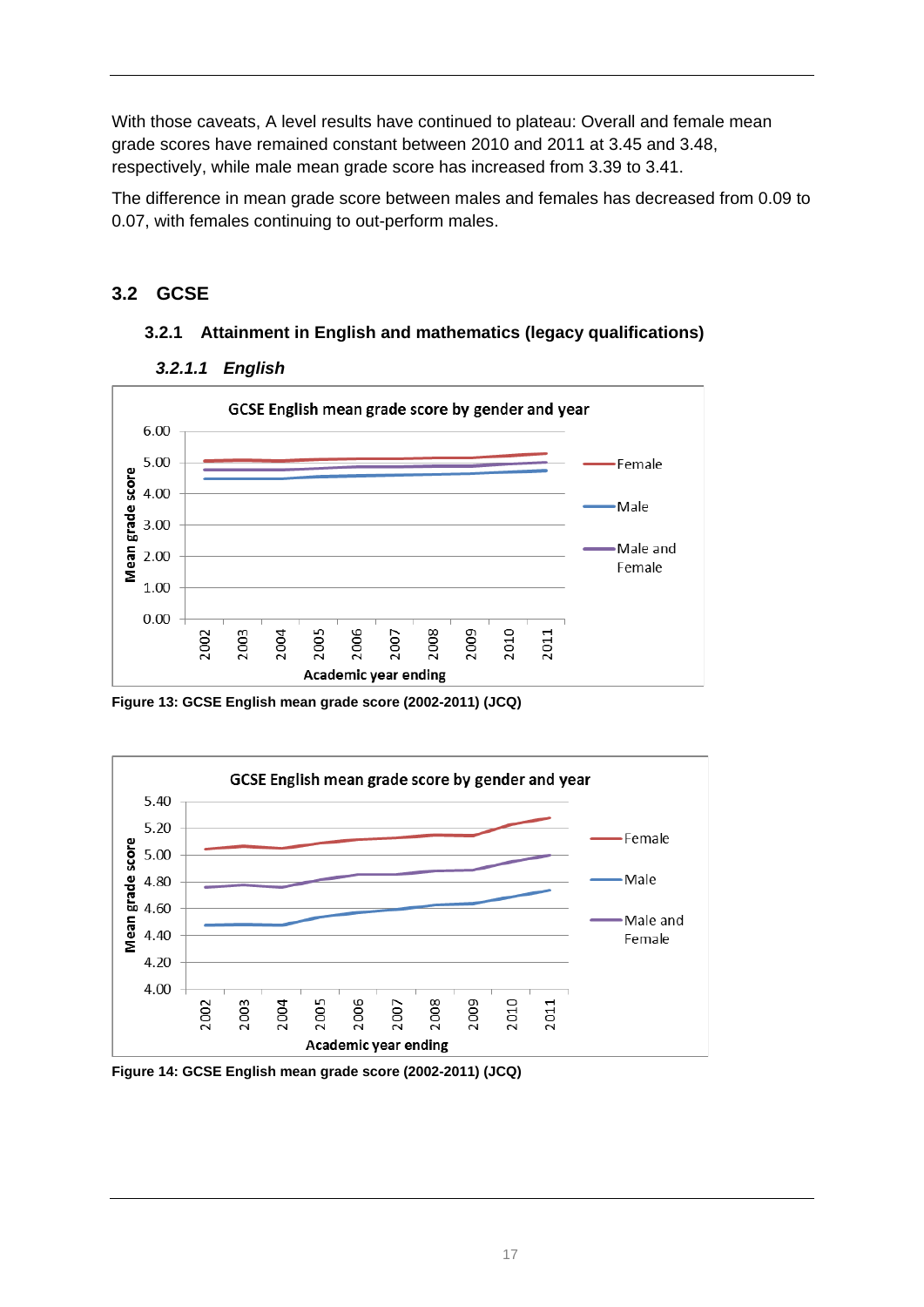With those caveats, A level results have continued to plateau: Overall and female mean grade scores have remained constant between 2010 and 2011 at 3.45 and 3.48, respectively, while male mean grade score has increased from 3.39 to 3.41.

The difference in mean grade score between males and females has decreased from 0.09 to 0.07, with females continuing to out-perform males.

## 3.2 GCSE

### 3.2.1 Attainment in English and mathematics (legacy qualifications)

#### *3.2.1.1 English*

**Figure 13: GCSE English mean grade score (2002-2011) (JCQ)**

**Figure 14: GCSE English mean grade score (2002-2011) (JCQ)**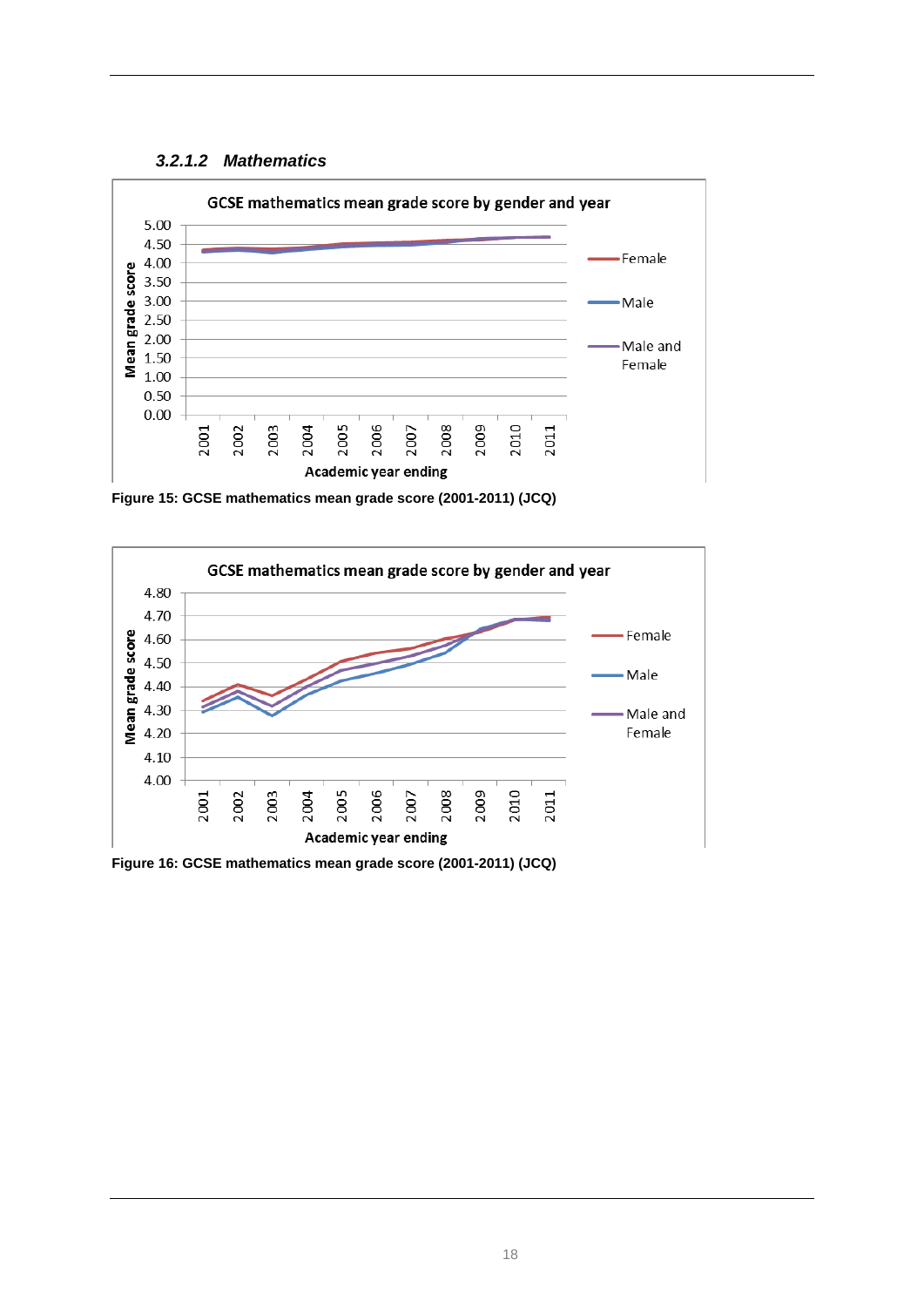### 3.2.1.2 Mathematics

Figure 15: GCSE mathematics mean grade score (2001-2011) (JCQ)

Figure 16: GCSE mathematics mean grade score (2001-2011) (JCQ)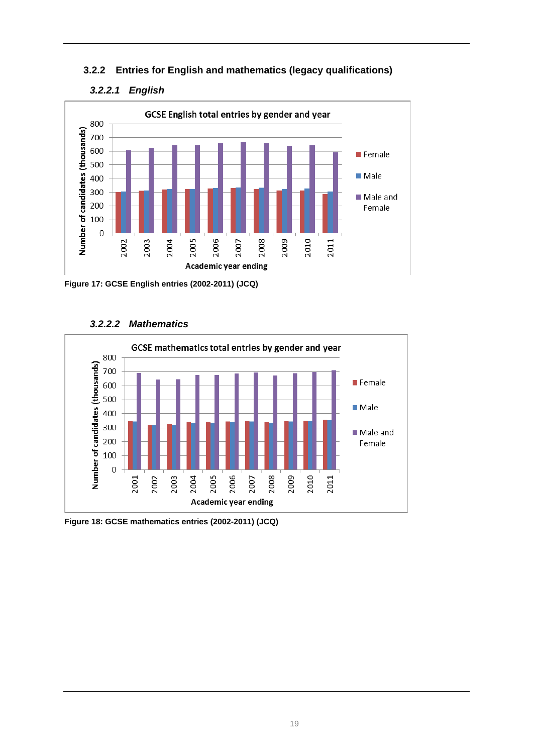### 3.2.2 Entries for English and mathematics (legacy qualifications)

#### *3.2.2.1 English*

GCSE English total entries by gender and year

Number of candidates (thousands)

800
700
600
500
400
300
200
100
0

2002
2003
2004
2005
2006
2007
2008
2009
2010
2011

Academic year ending

Female
Male
Male and Female

**Figure 17: GCSE English entries (2002-2011) (JCQ)**

#### *3.2.2.2 Mathematics*

GCSE mathematics total entries by gender and year

Number of candidates (thousands)

800
700
600
500
400
300
200
100
0

2001
2002
2003
2004
2005
2006
2007
2008
2009
2010
2011

Academic year ending

Female
Male
Male and Female

**Figure 18: GCSE mathematics entries (2002-2011) (JCQ)**